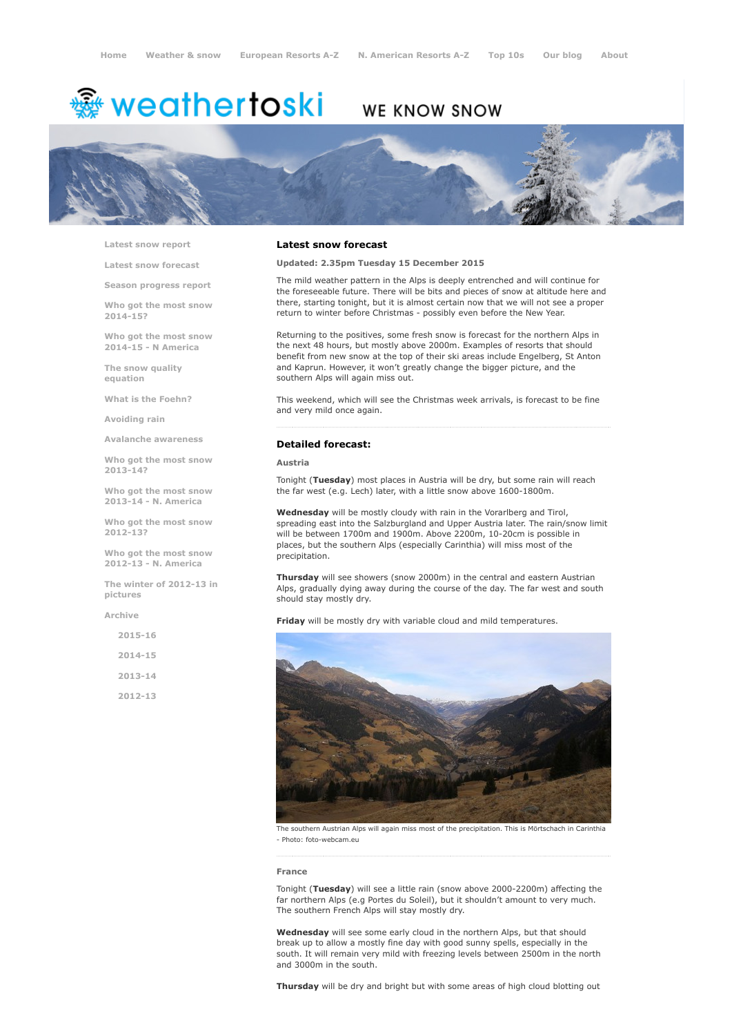Home   Weather & snow   European Resorts A-Z   N. American Resorts A-Z   Top 10s   Our blog   About

weathertoski — WE KNOW SNOW

- Latest snow report
- Latest snow forecast
- Season progress report
- Who got the most snow 2014-15?
- Who got the most snow 2014-15 - N America
- The snow quality equation
- What is the Foehn?
- Avoiding rain
- Avalanche awareness
- Who got the most snow 2013-14?
- Who got the most snow 2013-14 - N. America
- Who got the most snow 2012-13?
- Who got the most snow 2012-13 - N. America
- The winter of 2012-13 in pictures
- Archive
  - 2015-16
  - 2014-15
  - 2013-14
  - 2012-13

## Latest snow forecast

**Updated: 2.35pm Tuesday 15 December 2015**

The mild weather pattern in the Alps is deeply entrenched and will continue for the foreseeable future. There will be bits and pieces of snow at altitude here and there, starting tonight, but it is almost certain now that we will not see a proper return to winter before Christmas - possibly even before the New Year.

Returning to the positives, some fresh snow is forecast for the northern Alps in the next 48 hours, but mostly above 2000m. Examples of resorts that should benefit from new snow at the top of their ski areas include Engelberg, St Anton and Kaprun. However, it won't greatly change the bigger picture, and the southern Alps will again miss out.

This weekend, which will see the Christmas week arrivals, is forecast to be fine and very mild once again.

## Detailed forecast:

### Austria

Tonight (**Tuesday**) most places in Austria will be dry, but some rain will reach the far west (e.g. Lech) later, with a little snow above 1600-1800m.

**Wednesday** will be mostly cloudy with rain in the Vorarlberg and Tirol, spreading east into the Salzburgland and Upper Austria later. The rain/snow limit will be between 1700m and 1900m. Above 2200m, 10-20cm is possible in places, but the southern Alps (especially Carinthia) will miss most of the precipitation.

**Thursday** will see showers (snow 2000m) in the central and eastern Austrian Alps, gradually dying away during the course of the day. The far west and south should stay mostly dry.

**Friday** will be mostly dry with variable cloud and mild temperatures.

The southern Austrian Alps will again miss most of the precipitation. This is Mörtschach in Carinthia - Photo: foto-webcam.eu

### France

Tonight (**Tuesday**) will see a little rain (snow above 2000-2200m) affecting the far northern Alps (e.g Portes du Soleil), but it shouldn't amount to very much. The southern French Alps will stay mostly dry.

**Wednesday** will see some early cloud in the northern Alps, but that should break up to allow a mostly fine day with good sunny spells, especially in the south. It will remain very mild with freezing levels between 2500m in the north and 3000m in the south.

**Thursday** will be dry and bright but with some areas of high cloud blotting out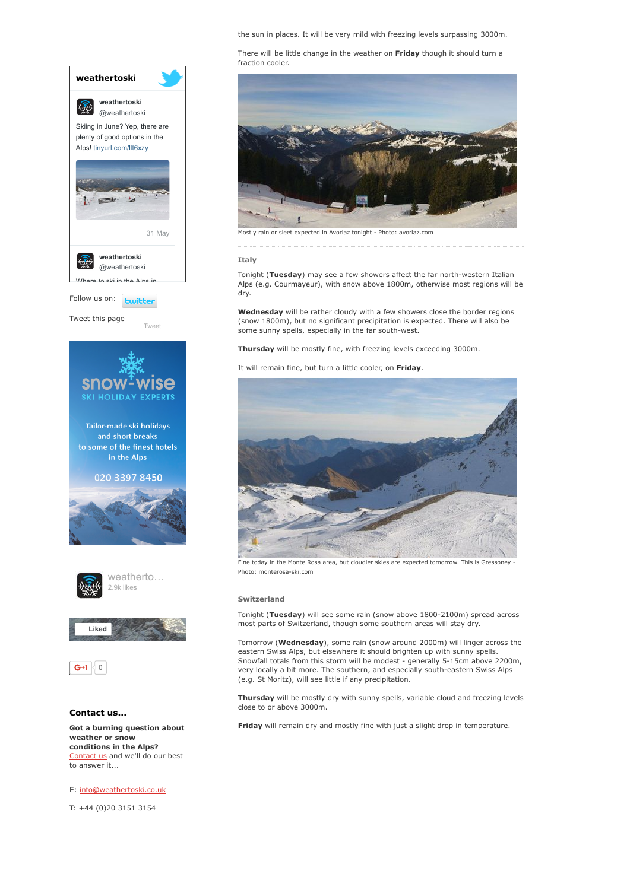the sun in places. It will be very mild with freezing levels surpassing 3000m.

There will be little change in the weather on **Friday** though it should turn a fraction cooler.

Mostly rain or sleet expected in Avoriaz tonight - Photo: avoriaz.com

### Italy

Tonight (**Tuesday**) may see a few showers affect the far north-western Italian Alps (e.g. Courmayeur), with snow above 1800m, otherwise most regions will be dry.

**Wednesday** will be rather cloudy with a few showers close the border regions (snow 1800m), but no significant precipitation is expected. There will also be some sunny spells, especially in the far south-west.

**Thursday** will be mostly fine, with freezing levels exceeding 3000m.

It will remain fine, but turn a little cooler, on **Friday**.

Fine today in the Monte Rosa area, but cloudier skies are expected tomorrow. This is Gressoney - Photo: monterosa-ski.com

### Switzerland

Tonight (**Tuesday**) will see some rain (snow above 1800-2100m) spread across most parts of Switzerland, though some southern areas will stay dry.

Tomorrow (**Wednesday**), some rain (snow around 2000m) will linger across the eastern Swiss Alps, but elsewhere it should brighten up with sunny spells. Snowfall totals from this storm will be modest - generally 5-15cm above 2200m, very locally a bit more. The southern, and especially south-eastern Swiss Alps (e.g. St Moritz), will see little if any precipitation.

**Thursday** will be mostly dry with sunny spells, variable cloud and freezing levels close to or above 3000m.

**Friday** will remain dry and mostly fine with just a slight drop in temperature.

weathertoski

weathertoski @weathertoski

Skiing in June? Yep, there are plenty of good options in the Alps! tinyurl.com/llt6xzy

31 May

weathertoski @weathertoski

Where to ski in the Alps in

Follow us on: twitter

Tweet this page Tweet

snow-wise SKI HOLIDAY EXPERTS

Tailor-made ski holidays and short breaks to some of the finest hotels in the Alps

020 3397 8450

weatherto… 2.9k likes

Liked

G+1 0

### Contact us...

**Got a burning question about weather or snow conditions in the Alps?** Contact us and we'll do our best to answer it...

E: info@weathertoski.co.uk

T: +44 (0)20 3151 3154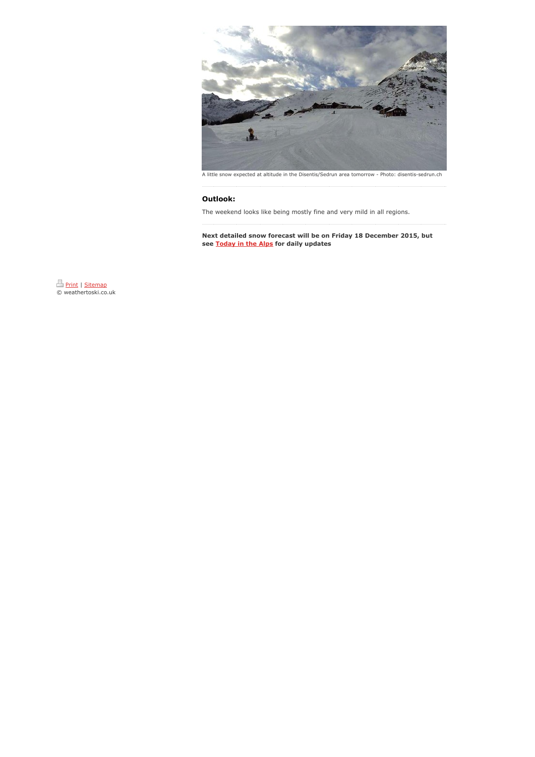A little snow expected at altitude in the Disentis/Sedrun area tomorrow - Photo: disentis-sedrun.ch

### Outlook:

The weekend looks like being mostly fine and very mild in all regions.

**Next detailed snow forecast will be on Friday 18 December 2015, but see Today in the Alps for daily updates**

Print | Sitemap
© weathertoski.co.uk